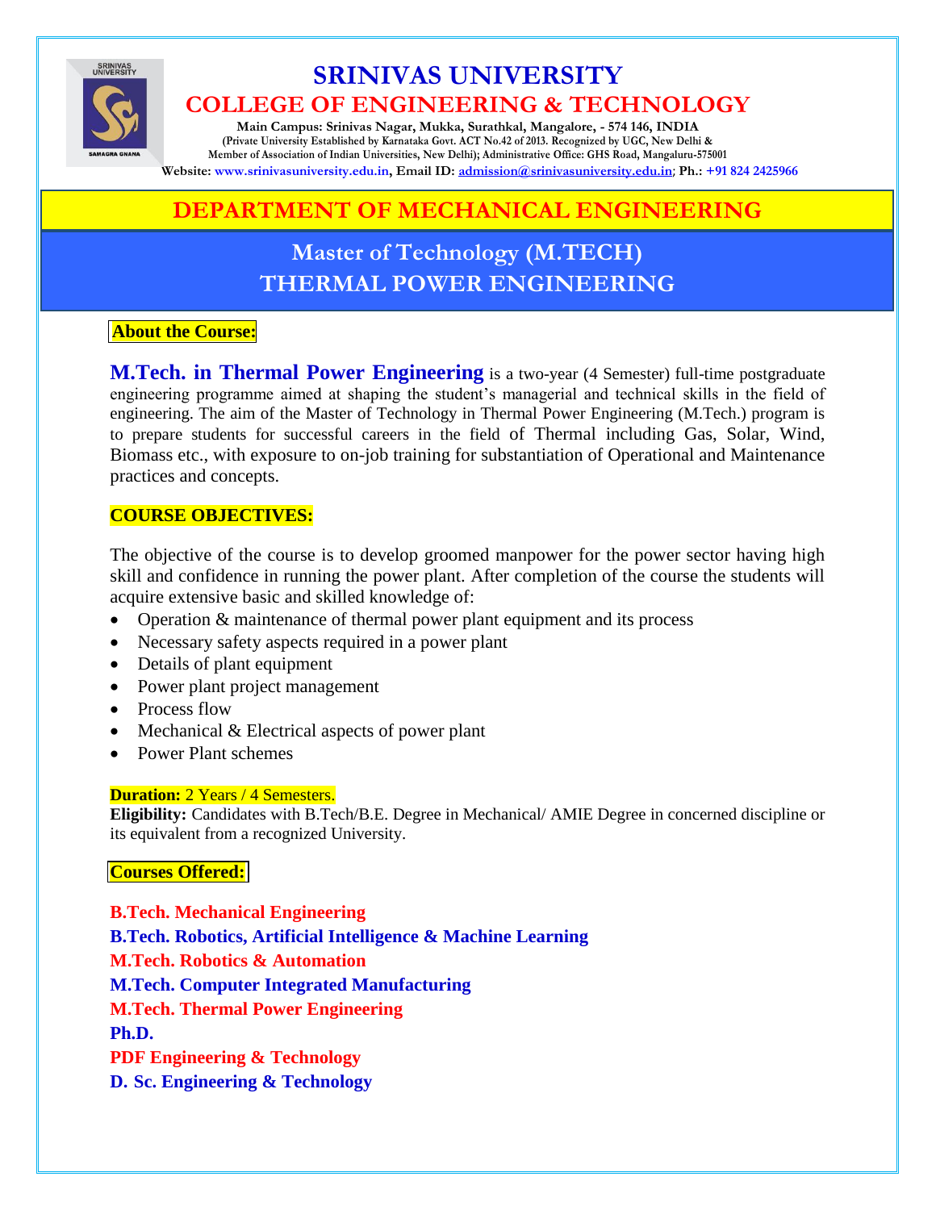# SRINIVAS UNIVERSITY

## COLLEGE OF ENGINEERING & TECHNOLOGY

**Main Campus: Srinivas Nagar, Mukka, Surathkal, Mangalore, - 574 146, INDIA**
(Private University Established by Karnataka Govt. ACT No.42 of 2013. Recognized by UGC, New Delhi & Member of Association of Indian Universities, New Delhi); Administrative Office: GHS Road, Mangaluru-575001
**Website:** www.srinivasuniversity.edu.in, **Email ID:** admission@srinivasuniversity.edu.in; **Ph.:** +91 824 2425966

## DEPARTMENT OF MECHANICAL ENGINEERING

## Master of Technology (M.TECH) THERMAL POWER ENGINEERING

**About the Course:**

**M.Tech. in Thermal Power Engineering** is a two-year (4 Semester) full-time postgraduate engineering programme aimed at shaping the student's managerial and technical skills in the field of engineering. The aim of the Master of Technology in Thermal Power Engineering (M.Tech.) program is to prepare students for successful careers in the field of Thermal including Gas, Solar, Wind, Biomass etc., with exposure to on-job training for substantiation of Operational and Maintenance practices and concepts.

**COURSE OBJECTIVES:**

The objective of the course is to develop groomed manpower for the power sector having high skill and confidence in running the power plant. After completion of the course the students will acquire extensive basic and skilled knowledge of:

- Operation & maintenance of thermal power plant equipment and its process
- Necessary safety aspects required in a power plant
- Details of plant equipment
- Power plant project management
- Process flow
- Mechanical & Electrical aspects of power plant
- Power Plant schemes

**Duration:** 2 Years / 4 Semesters.
**Eligibility:** Candidates with B.Tech/B.E. Degree in Mechanical/ AMIE Degree in concerned discipline or its equivalent from a recognized University.

**Courses Offered:**

**B.Tech. Mechanical Engineering**
**B.Tech. Robotics, Artificial Intelligence & Machine Learning**
**M.Tech. Robotics & Automation**
**M.Tech. Computer Integrated Manufacturing**
**M.Tech. Thermal Power Engineering**
**Ph.D.**
**PDF Engineering & Technology**
**D. Sc. Engineering & Technology**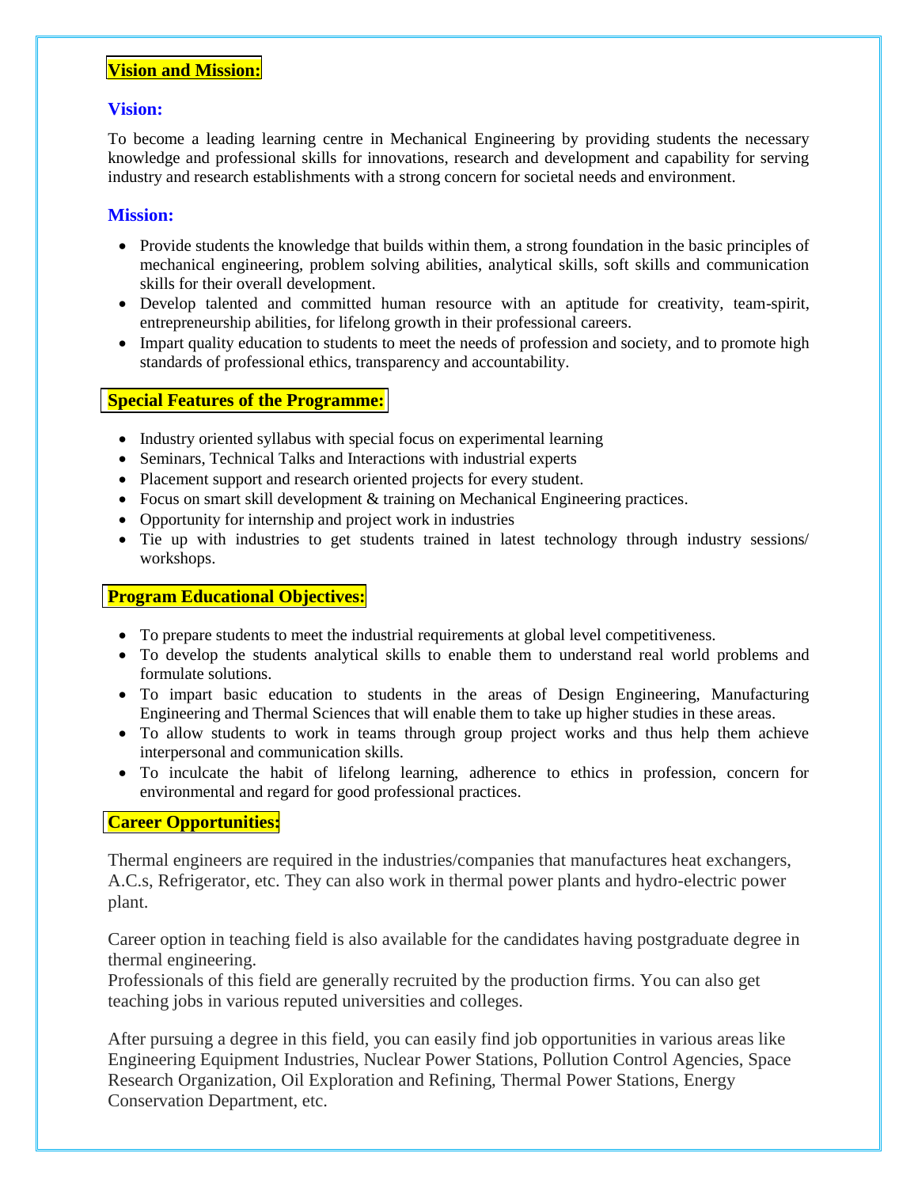## Vision and Mission:

### Vision:

To become a leading learning centre in Mechanical Engineering by providing students the necessary knowledge and professional skills for innovations, research and development and capability for serving industry and research establishments with a strong concern for societal needs and environment.

### Mission:

- Provide students the knowledge that builds within them, a strong foundation in the basic principles of mechanical engineering, problem solving abilities, analytical skills, soft skills and communication skills for their overall development.
- Develop talented and committed human resource with an aptitude for creativity, team-spirit, entrepreneurship abilities, for lifelong growth in their professional careers.
- Impart quality education to students to meet the needs of profession and society, and to promote high standards of professional ethics, transparency and accountability.

## Special Features of the Programme:

- Industry oriented syllabus with special focus on experimental learning
- Seminars, Technical Talks and Interactions with industrial experts
- Placement support and research oriented projects for every student.
- Focus on smart skill development & training on Mechanical Engineering practices.
- Opportunity for internship and project work in industries
- Tie up with industries to get students trained in latest technology through industry sessions/ workshops.

## Program Educational Objectives:

- To prepare students to meet the industrial requirements at global level competitiveness.
- To develop the students analytical skills to enable them to understand real world problems and formulate solutions.
- To impart basic education to students in the areas of Design Engineering, Manufacturing Engineering and Thermal Sciences that will enable them to take up higher studies in these areas.
- To allow students to work in teams through group project works and thus help them achieve interpersonal and communication skills.
- To inculcate the habit of lifelong learning, adherence to ethics in profession, concern for environmental and regard for good professional practices.

## Career Opportunities:

Thermal engineers are required in the industries/companies that manufactures heat exchangers, A.C.s, Refrigerator, etc. They can also work in thermal power plants and hydro-electric power plant.

Career option in teaching field is also available for the candidates having postgraduate degree in thermal engineering.
Professionals of this field are generally recruited by the production firms. You can also get teaching jobs in various reputed universities and colleges.

After pursuing a degree in this field, you can easily find job opportunities in various areas like Engineering Equipment Industries, Nuclear Power Stations, Pollution Control Agencies, Space Research Organization, Oil Exploration and Refining, Thermal Power Stations, Energy Conservation Department, etc.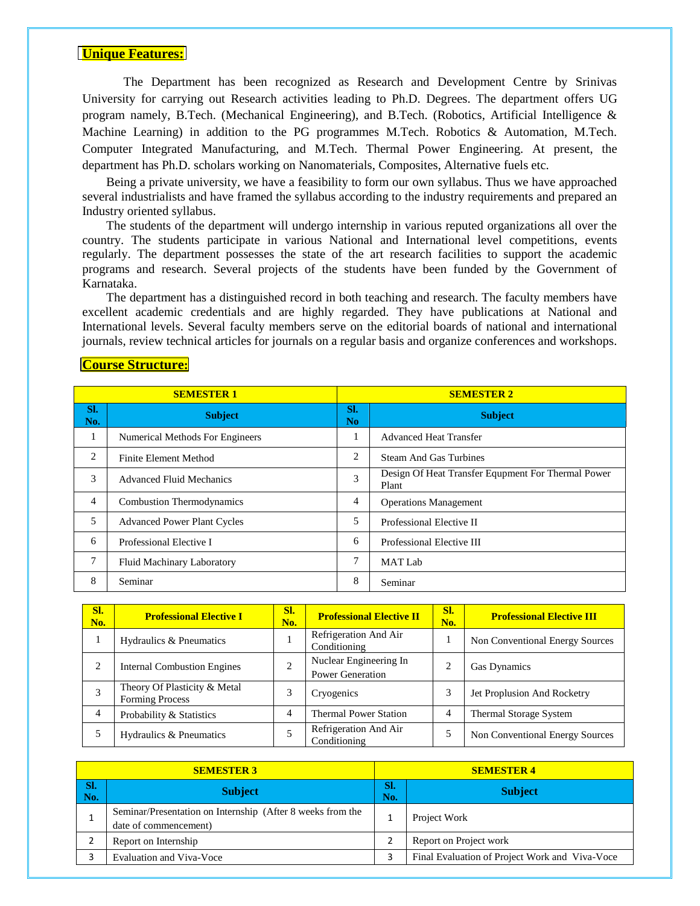## Unique Features:

The Department has been recognized as Research and Development Centre by Srinivas University for carrying out Research activities leading to Ph.D. Degrees. The department offers UG program namely, B.Tech. (Mechanical Engineering), and B.Tech. (Robotics, Artificial Intelligence & Machine Learning) in addition to the PG programmes M.Tech. Robotics & Automation, M.Tech. Computer Integrated Manufacturing, and M.Tech. Thermal Power Engineering. At present, the department has Ph.D. scholars working on Nanomaterials, Composites, Alternative fuels etc.

Being a private university, we have a feasibility to form our own syllabus. Thus we have approached several industrialists and have framed the syllabus according to the industry requirements and prepared an Industry oriented syllabus.

The students of the department will undergo internship in various reputed organizations all over the country. The students participate in various National and International level competitions, events regularly. The department possesses the state of the art research facilities to support the academic programs and research. Several projects of the students have been funded by the Government of Karnataka.

The department has a distinguished record in both teaching and research. The faculty members have excellent academic credentials and are highly regarded. They have publications at National and International levels. Several faculty members serve on the editorial boards of national and international journals, review technical articles for journals on a regular basis and organize conferences and workshops.

## Course Structure:

| SEMESTER 1 | | SEMESTER 2 | |
|---|---|---|---|
| Sl. No. | Subject | Sl. No | Subject |
| 1 | Numerical Methods For Engineers | 1 | Advanced Heat Transfer |
| 2 | Finite Element Method | 2 | Steam And Gas Turbines |
| 3 | Advanced Fluid Mechanics | 3 | Design Of Heat Transfer Equpment For Thermal Power Plant |
| 4 | Combustion Thermodynamics | 4 | Operations Management |
| 5 | Advanced Power Plant Cycles | 5 | Professional Elective II |
| 6 | Professional Elective I | 6 | Professional Elective III |
| 7 | Fluid Machinary Laboratory | 7 | MAT Lab |
| 8 | Seminar | 8 | Seminar |

| Sl. No. | Professional Elective I | Sl. No. | Professional Elective II | Sl. No. | Professional Elective III |
|---|---|---|---|---|---|
| 1 | Hydraulics & Pneumatics | 1 | Refrigeration And Air Conditioning | 1 | Non Conventional Energy Sources |
| 2 | Internal Combustion Engines | 2 | Nuclear Engineering In Power Generation | 2 | Gas Dynamics |
| 3 | Theory Of Plasticity & Metal Forming Process | 3 | Cryogenics | 3 | Jet Proplusion And Rocketry |
| 4 | Probability & Statistics | 4 | Thermal Power Station | 4 | Thermal Storage System |
| 5 | Hydraulics & Pneumatics | 5 | Refrigeration And Air Conditioning | 5 | Non Conventional Energy Sources |

| SEMESTER 3 | | SEMESTER 4 | |
|---|---|---|---|
| Sl. No. | Subject | Sl. No. | Subject |
| 1 | Seminar/Presentation on Internship (After 8 weeks from the date of commencement) | 1 | Project Work |
| 2 | Report on Internship | 2 | Report on Project work |
| 3 | Evaluation and Viva-Voce | 3 | Final Evaluation of Project Work and Viva-Voce |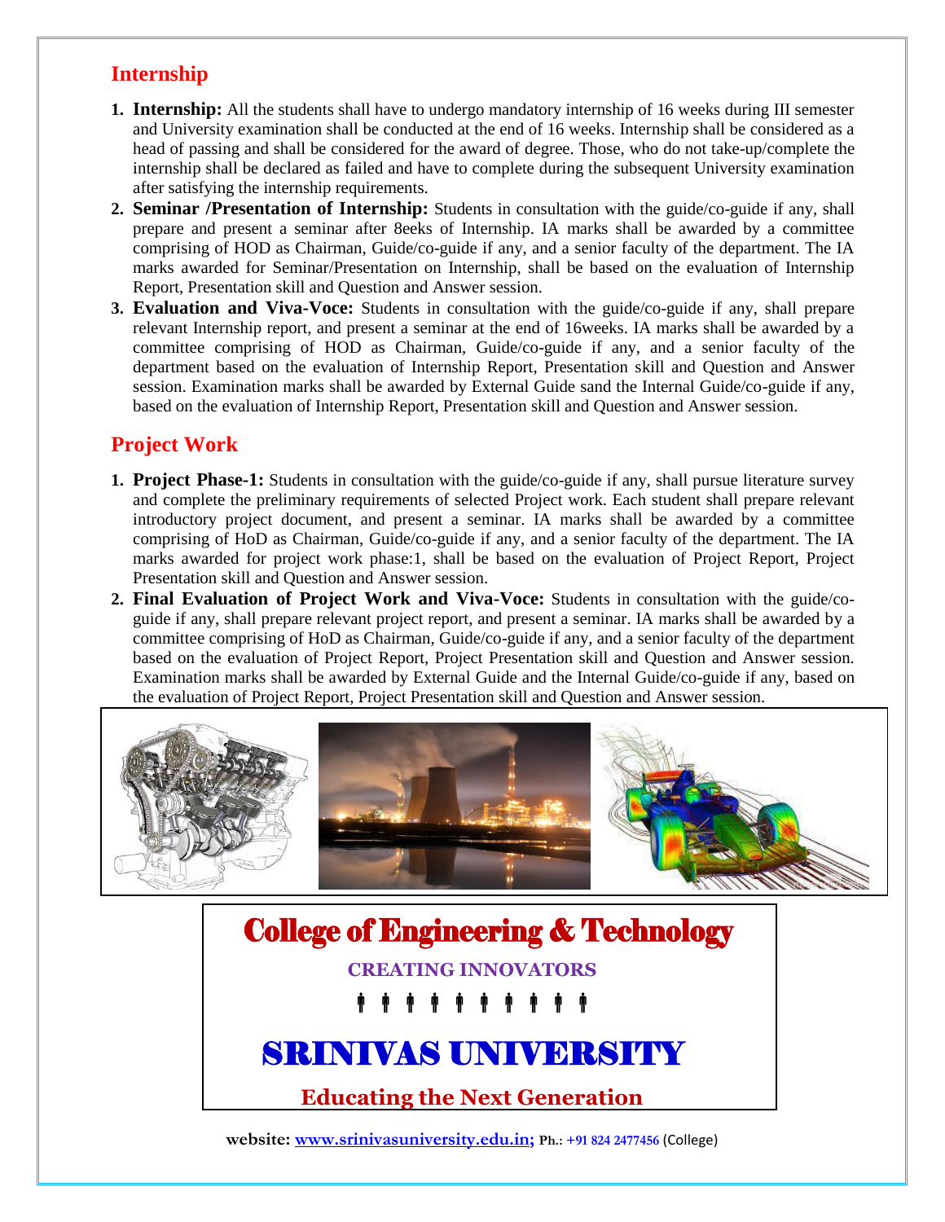## Internship

1. **Internship:** All the students shall have to undergo mandatory internship of 16 weeks during III semester and University examination shall be conducted at the end of 16 weeks. Internship shall be considered as a head of passing and shall be considered for the award of degree. Those, who do not take-up/complete the internship shall be declared as failed and have to complete during the subsequent University examination after satisfying the internship requirements.
2. **Seminar /Presentation of Internship:** Students in consultation with the guide/co-guide if any, shall prepare and present a seminar after 8eeks of Internship. IA marks shall be awarded by a committee comprising of HOD as Chairman, Guide/co-guide if any, and a senior faculty of the department. The IA marks awarded for Seminar/Presentation on Internship, shall be based on the evaluation of Internship Report, Presentation skill and Question and Answer session.
3. **Evaluation and Viva-Voce:** Students in consultation with the guide/co-guide if any, shall prepare relevant Internship report, and present a seminar at the end of 16weeks. IA marks shall be awarded by a committee comprising of HOD as Chairman, Guide/co-guide if any, and a senior faculty of the department based on the evaluation of Internship Report, Presentation skill and Question and Answer session. Examination marks shall be awarded by External Guide sand the Internal Guide/co-guide if any, based on the evaluation of Internship Report, Presentation skill and Question and Answer session.

## Project Work

1. **Project Phase-1:** Students in consultation with the guide/co-guide if any, shall pursue literature survey and complete the preliminary requirements of selected Project work. Each student shall prepare relevant introductory project document, and present a seminar. IA marks shall be awarded by a committee comprising of HoD as Chairman, Guide/co-guide if any, and a senior faculty of the department. The IA marks awarded for project work phase:1, shall be based on the evaluation of Project Report, Project Presentation skill and Question and Answer session.
2. **Final Evaluation of Project Work and Viva-Voce:** Students in consultation with the guide/co-guide if any, shall prepare relevant project report, and present a seminar. IA marks shall be awarded by a committee comprising of HoD as Chairman, Guide/co-guide if any, and a senior faculty of the department based on the evaluation of Project Report, Project Presentation skill and Question and Answer session. Examination marks shall be awarded by External Guide and the Internal Guide/co-guide if any, based on the evaluation of Project Report, Project Presentation skill and Question and Answer session.

# College of Engineering & Technology

**CREATING INNOVATORS**

# SRINIVAS UNIVERSITY

**Educating the Next Generation**

**website:** www.srinivasuniversity.edu.in; **Ph.:** +91 824 2477456 (College)